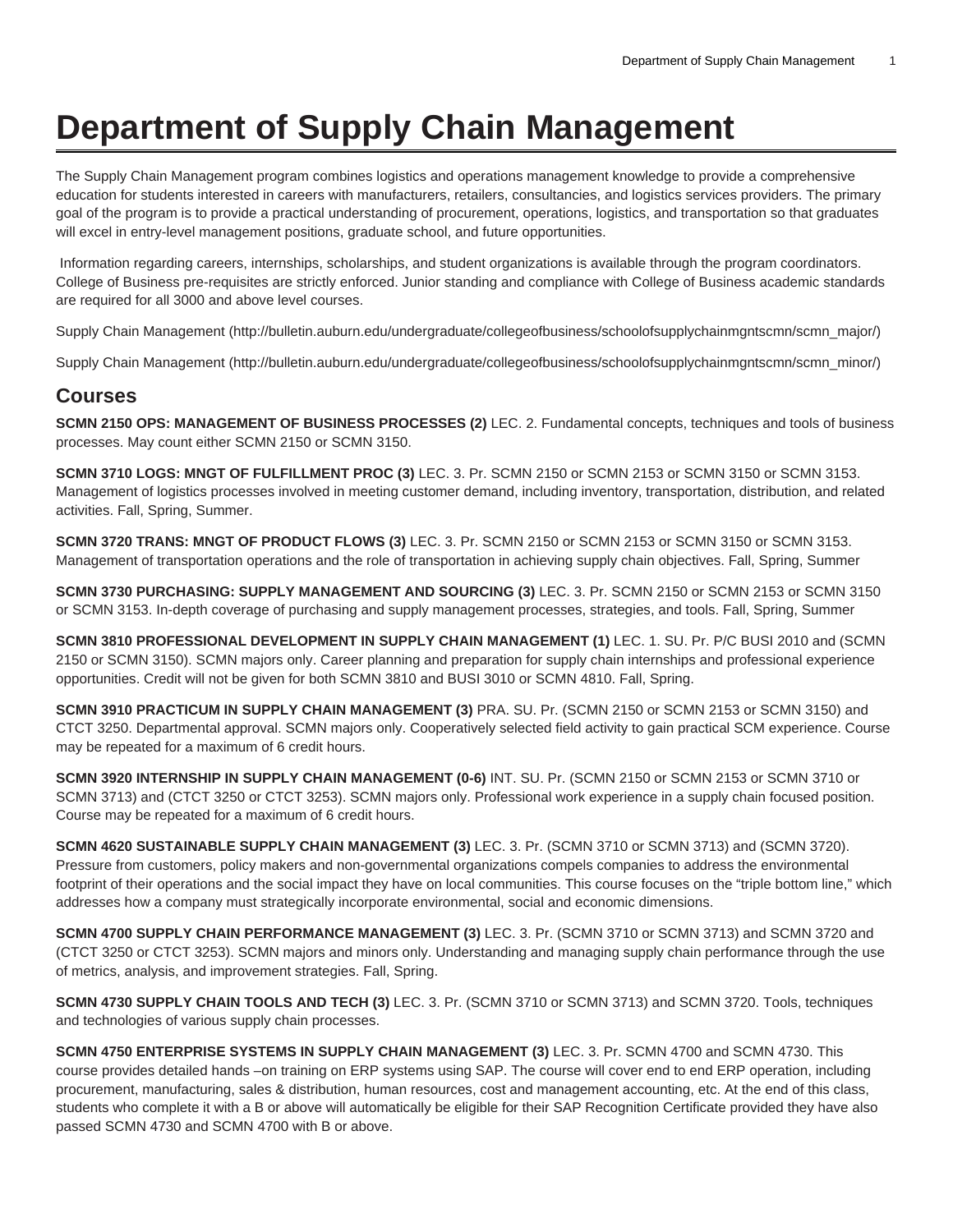# Department of Supply Chain Management

The Supply Chain Management program combines logistics and operations management knowledge to provide a comprehensive education for students interested in careers with manufacturers, retailers, consultancies, and logistics services providers. The primary goal of the program is to provide a practical understanding of procurement, operations, logistics, and transportation so that graduates will excel in entry-level management positions, graduate school, and future opportunities.

Information regarding careers, internships, scholarships, and student organizations is available through the program coordinators. College of Business pre-requisites are strictly enforced. Junior standing and compliance with College of Business academic standards are required for all 3000 and above level courses.

Supply Chain Management (http://bulletin.auburn.edu/undergraduate/collegeofbusiness/schoolofsupplychainmgntscmn/scmn_major/)

Supply Chain Management (http://bulletin.auburn.edu/undergraduate/collegeofbusiness/schoolofsupplychainmgntscmn/scmn_minor/)

## Courses

**SCMN 2150 OPS: MANAGEMENT OF BUSINESS PROCESSES (2)** LEC. 2. Fundamental concepts, techniques and tools of business processes. May count either SCMN 2150 or SCMN 3150.

**SCMN 3710 LOGS: MNGT OF FULFILLMENT PROC (3)** LEC. 3. Pr. SCMN 2150 or SCMN 2153 or SCMN 3150 or SCMN 3153. Management of logistics processes involved in meeting customer demand, including inventory, transportation, distribution, and related activities. Fall, Spring, Summer.

**SCMN 3720 TRANS: MNGT OF PRODUCT FLOWS (3)** LEC. 3. Pr. SCMN 2150 or SCMN 2153 or SCMN 3150 or SCMN 3153. Management of transportation operations and the role of transportation in achieving supply chain objectives. Fall, Spring, Summer

**SCMN 3730 PURCHASING: SUPPLY MANAGEMENT AND SOURCING (3)** LEC. 3. Pr. SCMN 2150 or SCMN 2153 or SCMN 3150 or SCMN 3153. In-depth coverage of purchasing and supply management processes, strategies, and tools. Fall, Spring, Summer

**SCMN 3810 PROFESSIONAL DEVELOPMENT IN SUPPLY CHAIN MANAGEMENT (1)** LEC. 1. SU. Pr. P/C BUSI 2010 and (SCMN 2150 or SCMN 3150). SCMN majors only. Career planning and preparation for supply chain internships and professional experience opportunities. Credit will not be given for both SCMN 3810 and BUSI 3010 or SCMN 4810. Fall, Spring.

**SCMN 3910 PRACTICUM IN SUPPLY CHAIN MANAGEMENT (3)** PRA. SU. Pr. (SCMN 2150 or SCMN 2153 or SCMN 3150) and CTCT 3250. Departmental approval. SCMN majors only. Cooperatively selected field activity to gain practical SCM experience. Course may be repeated for a maximum of 6 credit hours.

**SCMN 3920 INTERNSHIP IN SUPPLY CHAIN MANAGEMENT (0-6)** INT. SU. Pr. (SCMN 2150 or SCMN 2153 or SCMN 3710 or SCMN 3713) and (CTCT 3250 or CTCT 3253). SCMN majors only. Professional work experience in a supply chain focused position. Course may be repeated for a maximum of 6 credit hours.

**SCMN 4620 SUSTAINABLE SUPPLY CHAIN MANAGEMENT (3)** LEC. 3. Pr. (SCMN 3710 or SCMN 3713) and (SCMN 3720). Pressure from customers, policy makers and non-governmental organizations compels companies to address the environmental footprint of their operations and the social impact they have on local communities. This course focuses on the “triple bottom line,” which addresses how a company must strategically incorporate environmental, social and economic dimensions.

**SCMN 4700 SUPPLY CHAIN PERFORMANCE MANAGEMENT (3)** LEC. 3. Pr. (SCMN 3710 or SCMN 3713) and SCMN 3720 and (CTCT 3250 or CTCT 3253). SCMN majors and minors only. Understanding and managing supply chain performance through the use of metrics, analysis, and improvement strategies. Fall, Spring.

**SCMN 4730 SUPPLY CHAIN TOOLS AND TECH (3)** LEC. 3. Pr. (SCMN 3710 or SCMN 3713) and SCMN 3720. Tools, techniques and technologies of various supply chain processes.

**SCMN 4750 ENTERPRISE SYSTEMS IN SUPPLY CHAIN MANAGEMENT (3)** LEC. 3. Pr. SCMN 4700 and SCMN 4730. This course provides detailed hands –on training on ERP systems using SAP. The course will cover end to end ERP operation, including procurement, manufacturing, sales & distribution, human resources, cost and management accounting, etc. At the end of this class, students who complete it with a B or above will automatically be eligible for their SAP Recognition Certificate provided they have also passed SCMN 4730 and SCMN 4700 with B or above.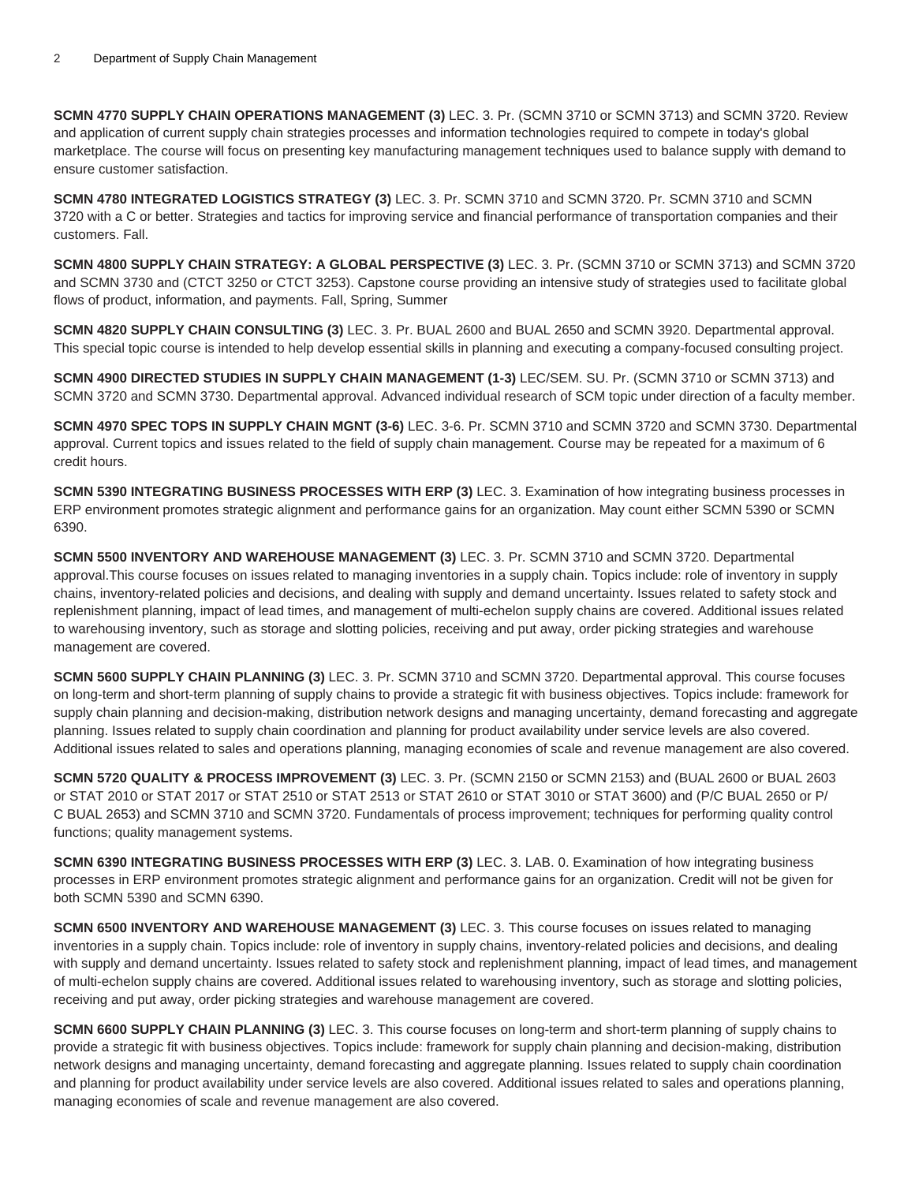**SCMN 4770 SUPPLY CHAIN OPERATIONS MANAGEMENT (3)** LEC. 3. Pr. (SCMN 3710 or SCMN 3713) and SCMN 3720. Review and application of current supply chain strategies processes and information technologies required to compete in today's global marketplace. The course will focus on presenting key manufacturing management techniques used to balance supply with demand to ensure customer satisfaction.

**SCMN 4780 INTEGRATED LOGISTICS STRATEGY (3)** LEC. 3. Pr. SCMN 3710 and SCMN 3720. Pr. SCMN 3710 and SCMN 3720 with a C or better. Strategies and tactics for improving service and financial performance of transportation companies and their customers. Fall.

**SCMN 4800 SUPPLY CHAIN STRATEGY: A GLOBAL PERSPECTIVE (3)** LEC. 3. Pr. (SCMN 3710 or SCMN 3713) and SCMN 3720 and SCMN 3730 and (CTCT 3250 or CTCT 3253). Capstone course providing an intensive study of strategies used to facilitate global flows of product, information, and payments. Fall, Spring, Summer

**SCMN 4820 SUPPLY CHAIN CONSULTING (3)** LEC. 3. Pr. BUAL 2600 and BUAL 2650 and SCMN 3920. Departmental approval. This special topic course is intended to help develop essential skills in planning and executing a company-focused consulting project.

**SCMN 4900 DIRECTED STUDIES IN SUPPLY CHAIN MANAGEMENT (1-3)** LEC/SEM. SU. Pr. (SCMN 3710 or SCMN 3713) and SCMN 3720 and SCMN 3730. Departmental approval. Advanced individual research of SCM topic under direction of a faculty member.

**SCMN 4970 SPEC TOPS IN SUPPLY CHAIN MGNT (3-6)** LEC. 3-6. Pr. SCMN 3710 and SCMN 3720 and SCMN 3730. Departmental approval. Current topics and issues related to the field of supply chain management. Course may be repeated for a maximum of 6 credit hours.

**SCMN 5390 INTEGRATING BUSINESS PROCESSES WITH ERP (3)** LEC. 3. Examination of how integrating business processes in ERP environment promotes strategic alignment and performance gains for an organization. May count either SCMN 5390 or SCMN 6390.

**SCMN 5500 INVENTORY AND WAREHOUSE MANAGEMENT (3)** LEC. 3. Pr. SCMN 3710 and SCMN 3720. Departmental approval.This course focuses on issues related to managing inventories in a supply chain. Topics include: role of inventory in supply chains, inventory-related policies and decisions, and dealing with supply and demand uncertainty. Issues related to safety stock and replenishment planning, impact of lead times, and management of multi-echelon supply chains are covered. Additional issues related to warehousing inventory, such as storage and slotting policies, receiving and put away, order picking strategies and warehouse management are covered.

**SCMN 5600 SUPPLY CHAIN PLANNING (3)** LEC. 3. Pr. SCMN 3710 and SCMN 3720. Departmental approval. This course focuses on long-term and short-term planning of supply chains to provide a strategic fit with business objectives. Topics include: framework for supply chain planning and decision-making, distribution network designs and managing uncertainty, demand forecasting and aggregate planning. Issues related to supply chain coordination and planning for product availability under service levels are also covered. Additional issues related to sales and operations planning, managing economies of scale and revenue management are also covered.

**SCMN 5720 QUALITY & PROCESS IMPROVEMENT (3)** LEC. 3. Pr. (SCMN 2150 or SCMN 2153) and (BUAL 2600 or BUAL 2603 or STAT 2010 or STAT 2017 or STAT 2510 or STAT 2513 or STAT 2610 or STAT 3010 or STAT 3600) and (P/C BUAL 2650 or P/C BUAL 2653) and SCMN 3710 and SCMN 3720. Fundamentals of process improvement; techniques for performing quality control functions; quality management systems.

**SCMN 6390 INTEGRATING BUSINESS PROCESSES WITH ERP (3)** LEC. 3. LAB. 0. Examination of how integrating business processes in ERP environment promotes strategic alignment and performance gains for an organization. Credit will not be given for both SCMN 5390 and SCMN 6390.

**SCMN 6500 INVENTORY AND WAREHOUSE MANAGEMENT (3)** LEC. 3. This course focuses on issues related to managing inventories in a supply chain. Topics include: role of inventory in supply chains, inventory-related policies and decisions, and dealing with supply and demand uncertainty. Issues related to safety stock and replenishment planning, impact of lead times, and management of multi-echelon supply chains are covered. Additional issues related to warehousing inventory, such as storage and slotting policies, receiving and put away, order picking strategies and warehouse management are covered.

**SCMN 6600 SUPPLY CHAIN PLANNING (3)** LEC. 3. This course focuses on long-term and short-term planning of supply chains to provide a strategic fit with business objectives. Topics include: framework for supply chain planning and decision-making, distribution network designs and managing uncertainty, demand forecasting and aggregate planning. Issues related to supply chain coordination and planning for product availability under service levels are also covered. Additional issues related to sales and operations planning, managing economies of scale and revenue management are also covered.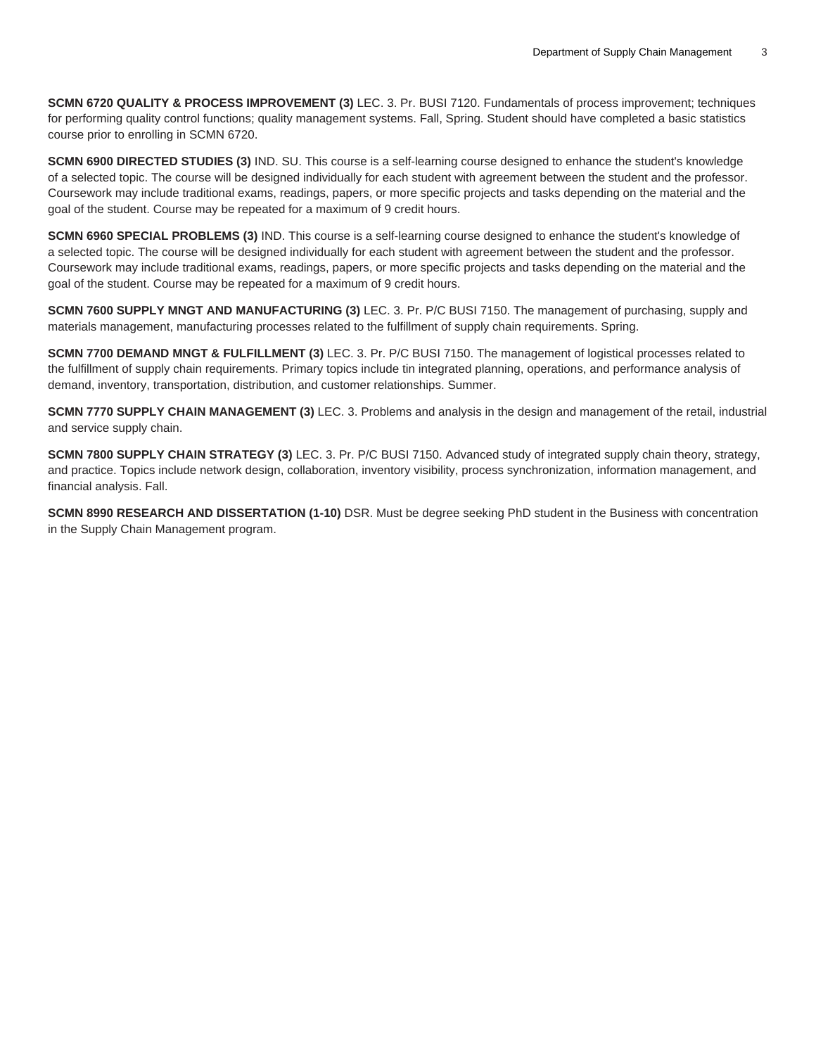**SCMN 6720 QUALITY & PROCESS IMPROVEMENT (3)** LEC. 3. Pr. BUSI 7120. Fundamentals of process improvement; techniques for performing quality control functions; quality management systems. Fall, Spring. Student should have completed a basic statistics course prior to enrolling in SCMN 6720.

**SCMN 6900 DIRECTED STUDIES (3)** IND. SU. This course is a self-learning course designed to enhance the student's knowledge of a selected topic. The course will be designed individually for each student with agreement between the student and the professor. Coursework may include traditional exams, readings, papers, or more specific projects and tasks depending on the material and the goal of the student. Course may be repeated for a maximum of 9 credit hours.

**SCMN 6960 SPECIAL PROBLEMS (3)** IND. This course is a self-learning course designed to enhance the student's knowledge of a selected topic. The course will be designed individually for each student with agreement between the student and the professor. Coursework may include traditional exams, readings, papers, or more specific projects and tasks depending on the material and the goal of the student. Course may be repeated for a maximum of 9 credit hours.

**SCMN 7600 SUPPLY MNGT AND MANUFACTURING (3)** LEC. 3. Pr. P/C BUSI 7150. The management of purchasing, supply and materials management, manufacturing processes related to the fulfillment of supply chain requirements. Spring.

**SCMN 7700 DEMAND MNGT & FULFILLMENT (3)** LEC. 3. Pr. P/C BUSI 7150. The management of logistical processes related to the fulfillment of supply chain requirements. Primary topics include tin integrated planning, operations, and performance analysis of demand, inventory, transportation, distribution, and customer relationships. Summer.

**SCMN 7770 SUPPLY CHAIN MANAGEMENT (3)** LEC. 3. Problems and analysis in the design and management of the retail, industrial and service supply chain.

**SCMN 7800 SUPPLY CHAIN STRATEGY (3)** LEC. 3. Pr. P/C BUSI 7150. Advanced study of integrated supply chain theory, strategy, and practice. Topics include network design, collaboration, inventory visibility, process synchronization, information management, and financial analysis. Fall.

**SCMN 8990 RESEARCH AND DISSERTATION (1-10)** DSR. Must be degree seeking PhD student in the Business with concentration in the Supply Chain Management program.